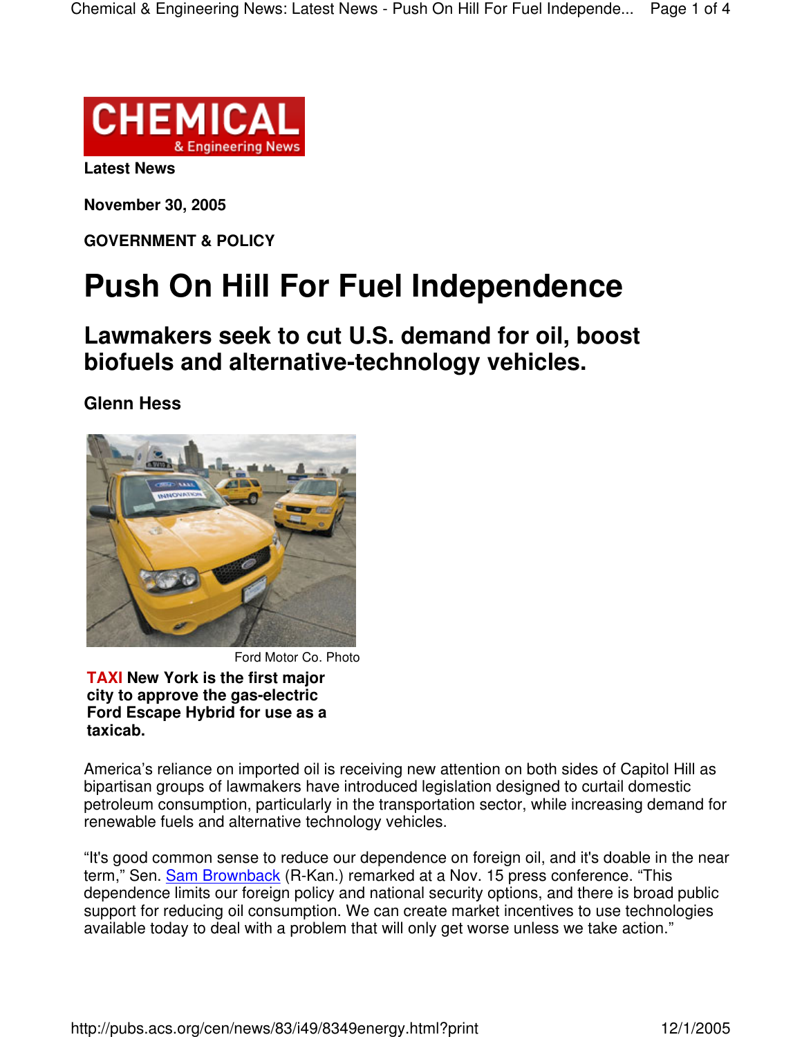CHEMICAL & Engineering News

**Latest News**

**November 30, 2005**

**GOVERNMENT & POLICY**

# Push On Hill For Fuel Independence

## Lawmakers seek to cut U.S. demand for oil, boost biofuels and alternative-technology vehicles.

**Glenn Hess**

Ford Motor Co. Photo

**TAXI New York is the first major city to approve the gas-electric Ford Escape Hybrid for use as a taxicab.**

America's reliance on imported oil is receiving new attention on both sides of Capitol Hill as bipartisan groups of lawmakers have introduced legislation designed to curtail domestic petroleum consumption, particularly in the transportation sector, while increasing demand for renewable fuels and alternative technology vehicles.

"It's good common sense to reduce our dependence on foreign oil, and it's doable in the near term," Sen. Sam Brownback (R-Kan.) remarked at a Nov. 15 press conference. "This dependence limits our foreign policy and national security options, and there is broad public support for reducing oil consumption. We can create market incentives to use technologies available today to deal with a problem that will only get worse unless we take action."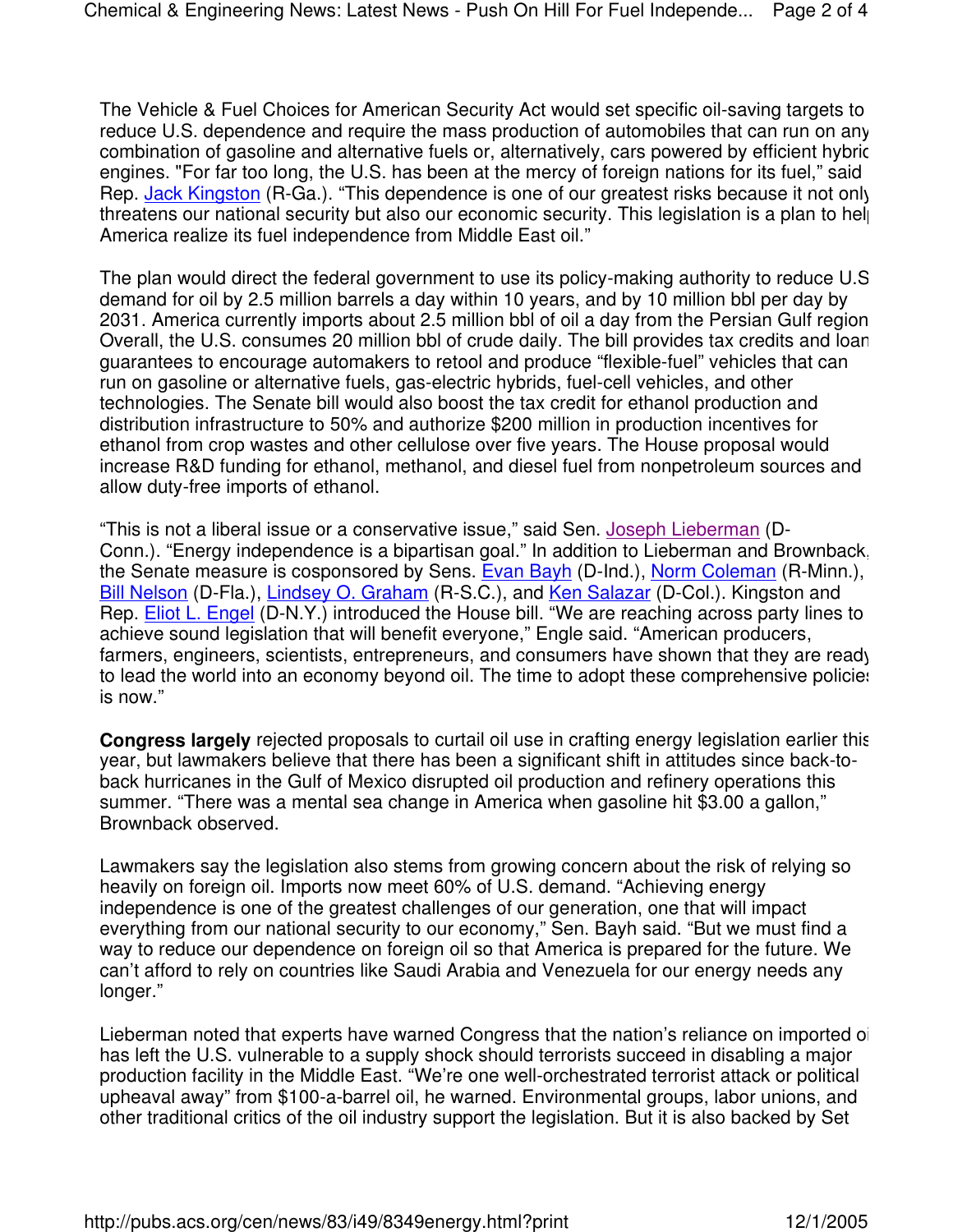The Vehicle & Fuel Choices for American Security Act would set specific oil-saving targets to reduce U.S. dependence and require the mass production of automobiles that can run on any combination of gasoline and alternative fuels or, alternatively, cars powered by efficient hybrid engines. "For far too long, the U.S. has been at the mercy of foreign nations for its fuel," said Rep. Jack Kingston (R-Ga.). "This dependence is one of our greatest risks because it not only threatens our national security but also our economic security. This legislation is a plan to help America realize its fuel independence from Middle East oil."

The plan would direct the federal government to use its policy-making authority to reduce U.S. demand for oil by 2.5 million barrels a day within 10 years, and by 10 million bbl per day by 2031. America currently imports about 2.5 million bbl of oil a day from the Persian Gulf region. Overall, the U.S. consumes 20 million bbl of crude daily. The bill provides tax credits and loan guarantees to encourage automakers to retool and produce "flexible-fuel" vehicles that can run on gasoline or alternative fuels, gas-electric hybrids, fuel-cell vehicles, and other technologies. The Senate bill would also boost the tax credit for ethanol production and distribution infrastructure to 50% and authorize $200 million in production incentives for ethanol from crop wastes and other cellulose over five years. The House proposal would increase R&D funding for ethanol, methanol, and diesel fuel from nonpetroleum sources and allow duty-free imports of ethanol.

"This is not a liberal issue or a conservative issue," said Sen. Joseph Lieberman (D-Conn.). "Energy independence is a bipartisan goal." In addition to Lieberman and Brownback, the Senate measure is cosponsored by Sens. Evan Bayh (D-Ind.), Norm Coleman (R-Minn.), Bill Nelson (D-Fla.), Lindsey O. Graham (R-S.C.), and Ken Salazar (D-Col.). Kingston and Rep. Eliot L. Engel (D-N.Y.) introduced the House bill. "We are reaching across party lines to achieve sound legislation that will benefit everyone," Engle said. "American producers, farmers, engineers, scientists, entrepreneurs, and consumers have shown that they are ready to lead the world into an economy beyond oil. The time to adopt these comprehensive policies is now."

**Congress largely** rejected proposals to curtail oil use in crafting energy legislation earlier this year, but lawmakers believe that there has been a significant shift in attitudes since back-to-back hurricanes in the Gulf of Mexico disrupted oil production and refinery operations this summer. "There was a mental sea change in America when gasoline hit $3.00 a gallon," Brownback observed.

Lawmakers say the legislation also stems from growing concern about the risk of relying so heavily on foreign oil. Imports now meet 60% of U.S. demand. "Achieving energy independence is one of the greatest challenges of our generation, one that will impact everything from our national security to our economy," Sen. Bayh said. "But we must find a way to reduce our dependence on foreign oil so that America is prepared for the future. We can't afford to rely on countries like Saudi Arabia and Venezuela for our energy needs any longer."

Lieberman noted that experts have warned Congress that the nation's reliance on imported oil has left the U.S. vulnerable to a supply shock should terrorists succeed in disabling a major production facility in the Middle East. "We're one well-orchestrated terrorist attack or political upheaval away" from $100-a-barrel oil, he warned. Environmental groups, labor unions, and other traditional critics of the oil industry support the legislation. But it is also backed by Set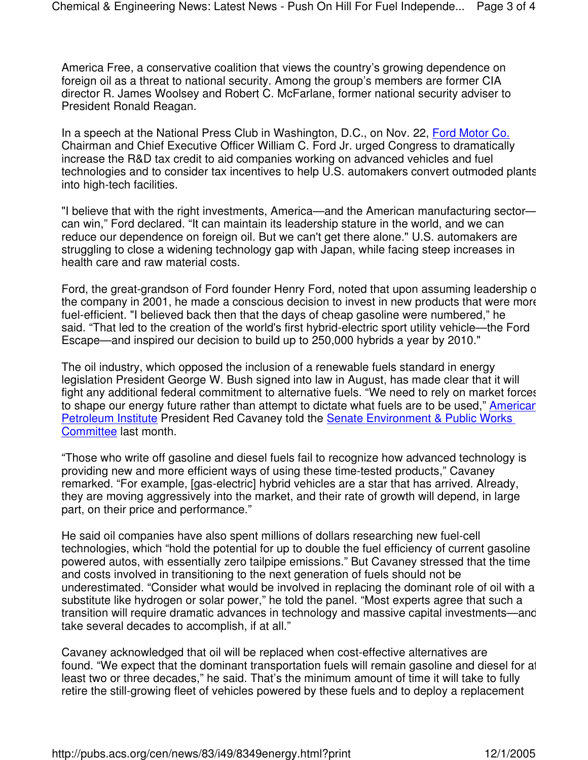America Free, a conservative coalition that views the country's growing dependence on foreign oil as a threat to national security. Among the group's members are former CIA director R. James Woolsey and Robert C. McFarlane, former national security adviser to President Ronald Reagan.

In a speech at the National Press Club in Washington, D.C., on Nov. 22, Ford Motor Co. Chairman and Chief Executive Officer William C. Ford Jr. urged Congress to dramatically increase the R&D tax credit to aid companies working on advanced vehicles and fuel technologies and to consider tax incentives to help U.S. automakers convert outmoded plants into high-tech facilities.

"I believe that with the right investments, America—and the American manufacturing sector—can win," Ford declared. "It can maintain its leadership stature in the world, and we can reduce our dependence on foreign oil. But we can't get there alone." U.S. automakers are struggling to close a widening technology gap with Japan, while facing steep increases in health care and raw material costs.

Ford, the great-grandson of Ford founder Henry Ford, noted that upon assuming leadership of the company in 2001, he made a conscious decision to invest in new products that were more fuel-efficient. "I believed back then that the days of cheap gasoline were numbered," he said. "That led to the creation of the world's first hybrid-electric sport utility vehicle—the Ford Escape—and inspired our decision to build up to 250,000 hybrids a year by 2010."

The oil industry, which opposed the inclusion of a renewable fuels standard in energy legislation President George W. Bush signed into law in August, has made clear that it will fight any additional federal commitment to alternative fuels. "We need to rely on market forces to shape our energy future rather than attempt to dictate what fuels are to be used," American Petroleum Institute President Red Cavaney told the Senate Environment & Public Works Committee last month.

"Those who write off gasoline and diesel fuels fail to recognize how advanced technology is providing new and more efficient ways of using these time-tested products," Cavaney remarked. "For example, [gas-electric] hybrid vehicles are a star that has arrived. Already, they are moving aggressively into the market, and their rate of growth will depend, in large part, on their price and performance."

He said oil companies have also spent millions of dollars researching new fuel-cell technologies, which "hold the potential for up to double the fuel efficiency of current gasoline powered autos, with essentially zero tailpipe emissions." But Cavaney stressed that the time and costs involved in transitioning to the next generation of fuels should not be underestimated. "Consider what would be involved in replacing the dominant role of oil with a substitute like hydrogen or solar power," he told the panel. "Most experts agree that such a transition will require dramatic advances in technology and massive capital investments—and take several decades to accomplish, if at all."

Cavaney acknowledged that oil will be replaced when cost-effective alternatives are found. "We expect that the dominant transportation fuels will remain gasoline and diesel for at least two or three decades," he said. That's the minimum amount of time it will take to fully retire the still-growing fleet of vehicles powered by these fuels and to deploy a replacement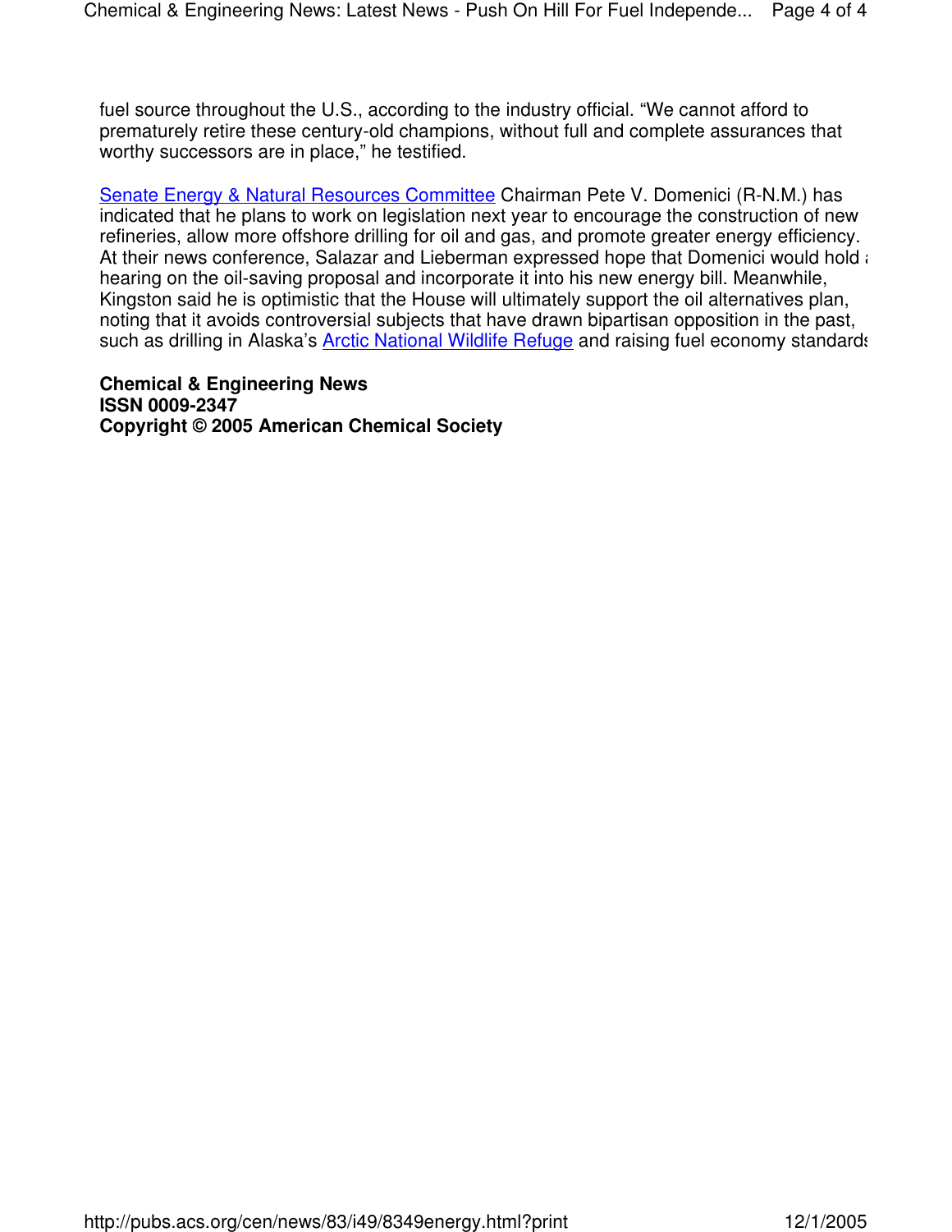fuel source throughout the U.S., according to the industry official. “We cannot afford to prematurely retire these century-old champions, without full and complete assurances that worthy successors are in place,” he testified.

Senate Energy & Natural Resources Committee Chairman Pete V. Domenici (R-N.M.) has indicated that he plans to work on legislation next year to encourage the construction of new refineries, allow more offshore drilling for oil and gas, and promote greater energy efficiency. At their news conference, Salazar and Lieberman expressed hope that Domenici would hold a hearing on the oil-saving proposal and incorporate it into his new energy bill. Meanwhile, Kingston said he is optimistic that the House will ultimately support the oil alternatives plan, noting that it avoids controversial subjects that have drawn bipartisan opposition in the past, such as drilling in Alaska’s Arctic National Wildlife Refuge and raising fuel economy standards

**Chemical & Engineering News**
**ISSN 0009-2347**
**Copyright © 2005 American Chemical Society**